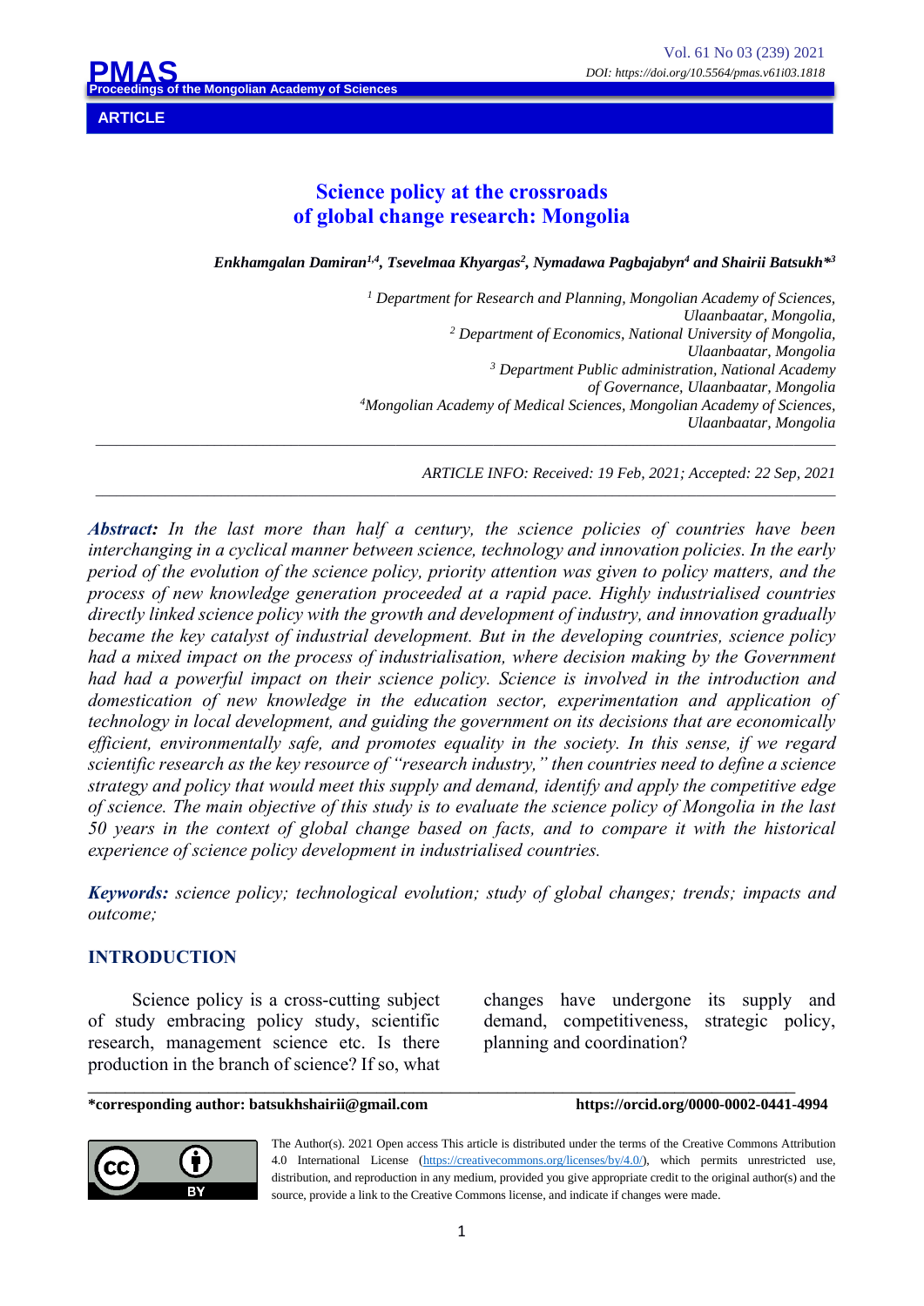ARTICLE

# Science policy at the crossroads of global change research: Mongolia

*Enkhamgalan Damiran[1,4], Tsevelmaa Khyargas[2], Nymadawa Pagbajabyn[4] and Shairii Batsukh*[3]*

*[1] Department for Research and Planning, Mongolian Academy of Sciences, Ulaanbaatar, Mongolia,*
*[2] Department of Economics, National University of Mongolia, Ulaanbaatar, Mongolia*
*[3] Department Public administration, National Academy of Governance, Ulaanbaatar, Mongolia*
*[4] Mongolian Academy of Medical Sciences, Mongolian Academy of Sciences, Ulaanbaatar, Mongolia*

*ARTICLE INFO: Received: 19 Feb, 2021; Accepted: 22 Sep, 2021*

***Abstract:*** *In the last more than half a century, the science policies of countries have been interchanging in a cyclical manner between science, technology and innovation policies. In the early period of the evolution of the science policy, priority attention was given to policy matters, and the process of new knowledge generation proceeded at a rapid pace. Highly industrialised countries directly linked science policy with the growth and development of industry, and innovation gradually became the key catalyst of industrial development. But in the developing countries, science policy had a mixed impact on the process of industrialisation, where decision making by the Government had had a powerful impact on their science policy. Science is involved in the introduction and domestication of new knowledge in the education sector, experimentation and application of technology in local development, and guiding the government on its decisions that are economically efficient, environmentally safe, and promotes equality in the society. In this sense, if we regard scientific research as the key resource of "research industry," then countries need to define a science strategy and policy that would meet this supply and demand, identify and apply the competitive edge of science. The main objective of this study is to evaluate the science policy of Mongolia in the last 50 years in the context of global change based on facts, and to compare it with the historical experience of science policy development in industrialised countries.*

***Keywords:*** *science policy; technological evolution; study of global changes; trends; impacts and outcome;*

## INTRODUCTION

Science policy is a cross-cutting subject of study embracing policy study, scientific research, management science etc. Is there production in the branch of science? If so, what changes have undergone its supply and demand, competitiveness, strategic policy, planning and coordination?

**\*corresponding author: batsukhshairii@gmail.com** **https://orcid.org/0000-0002-0441-4994**

The Author(s). 2021 Open access This article is distributed under the terms of the Creative Commons Attribution 4.0 International License (https://creativecommons.org/licenses/by/4.0/), which permits unrestricted use, distribution, and reproduction in any medium, provided you give appropriate credit to the original author(s) and the source, provide a link to the Creative Commons license, and indicate if changes were made.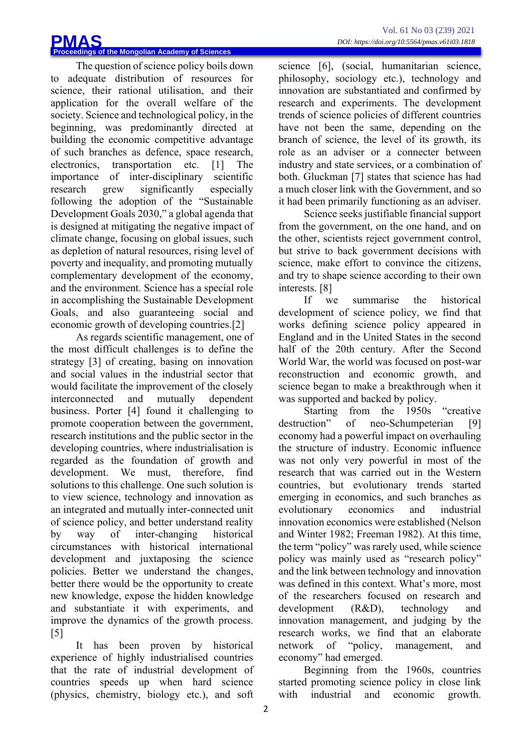The question of science policy boils down to adequate distribution of resources for science, their rational utilisation, and their application for the overall welfare of the society. Science and technological policy, in the beginning, was predominantly directed at building the economic competitive advantage of such branches as defence, space research, electronics, transportation etc. [1] The importance of inter-disciplinary scientific research grew significantly especially following the adoption of the "Sustainable Development Goals 2030," a global agenda that is designed at mitigating the negative impact of climate change, focusing on global issues, such as depletion of natural resources, rising level of poverty and inequality, and promoting mutually complementary development of the economy, and the environment. Science has a special role in accomplishing the Sustainable Development Goals, and also guaranteeing social and economic growth of developing countries.[2]

As regards scientific management, one of the most difficult challenges is to define the strategy [3] of creating, basing on innovation and social values in the industrial sector that would facilitate the improvement of the closely interconnected and mutually dependent business. Porter [4] found it challenging to promote cooperation between the government, research institutions and the public sector in the developing countries, where industrialisation is regarded as the foundation of growth and development. We must, therefore, find solutions to this challenge. One such solution is to view science, technology and innovation as an integrated and mutually inter-connected unit of science policy, and better understand reality by way of inter-changing historical circumstances with historical international development and juxtaposing the science policies. Better we understand the changes, better there would be the opportunity to create new knowledge, expose the hidden knowledge and substantiate it with experiments, and improve the dynamics of the growth process. [5]

It has been proven by historical experience of highly industrialised countries that the rate of industrial development of countries speeds up when hard science (physics, chemistry, biology etc.), and soft science [6], (social, humanitarian science, philosophy, sociology etc.), technology and innovation are substantiated and confirmed by research and experiments. The development trends of science policies of different countries have not been the same, depending on the branch of science, the level of its growth, its role as an adviser or a connecter between industry and state services, or a combination of both. Gluckman [7] states that science has had a much closer link with the Government, and so it had been primarily functioning as an adviser.

Science seeks justifiable financial support from the government, on the one hand, and on the other, scientists reject government control, but strive to back government decisions with science, make effort to convince the citizens, and try to shape science according to their own interests. [8]

If we summarise the historical development of science policy, we find that works defining science policy appeared in England and in the United States in the second half of the 20th century. After the Second World War, the world was focused on post-war reconstruction and economic growth, and science began to make a breakthrough when it was supported and backed by policy.

Starting from the 1950s "creative destruction" of neo-Schumpeterian [9] economy had a powerful impact on overhauling the structure of industry. Economic influence was not only very powerful in most of the research that was carried out in the Western countries, but evolutionary trends started emerging in economics, and such branches as evolutionary economics and industrial innovation economics were established (Nelson and Winter 1982; Freeman 1982). At this time, the term "policy" was rarely used, while science policy was mainly used as "research policy" and the link between technology and innovation was defined in this context. What's more, most of the researchers focused on research and development (R&D), technology and innovation management, and judging by the research works, we find that an elaborate network of "policy, management, and economy" had emerged.

Beginning from the 1960s, countries started promoting science policy in close link with industrial and economic growth.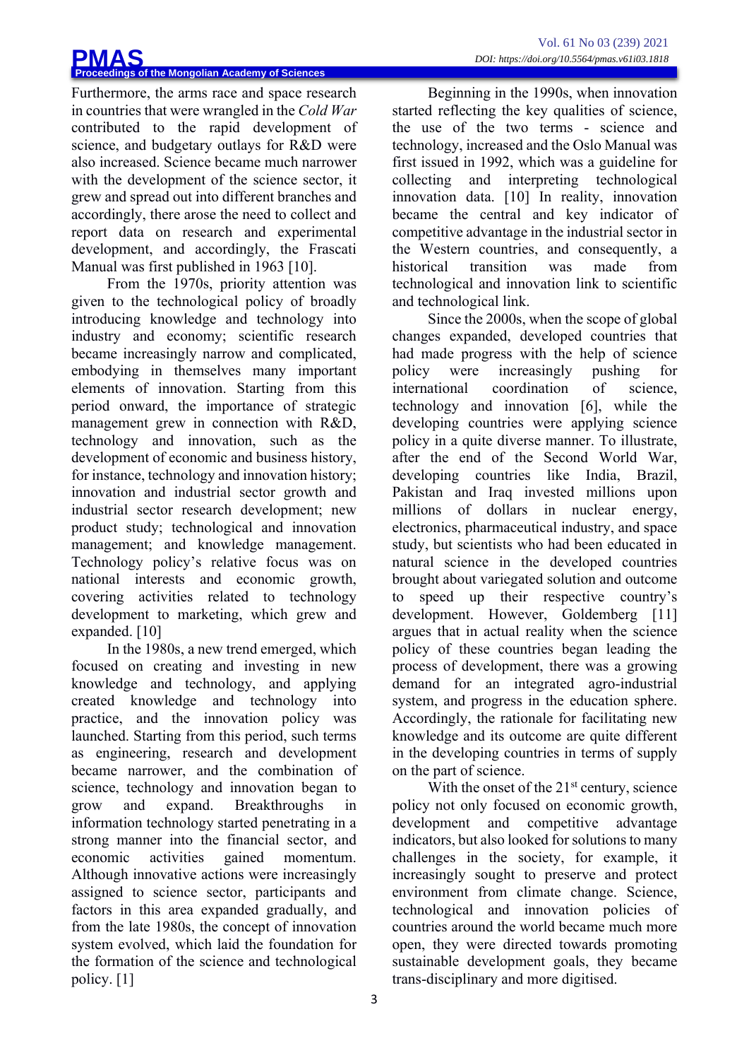Furthermore, the arms race and space research in countries that were wrangled in the *Cold War* contributed to the rapid development of science, and budgetary outlays for R&D were also increased. Science became much narrower with the development of the science sector, it grew and spread out into different branches and accordingly, there arose the need to collect and report data on research and experimental development, and accordingly, the Frascati Manual was first published in 1963 [10].

From the 1970s, priority attention was given to the technological policy of broadly introducing knowledge and technology into industry and economy; scientific research became increasingly narrow and complicated, embodying in themselves many important elements of innovation. Starting from this period onward, the importance of strategic management grew in connection with R&D, technology and innovation, such as the development of economic and business history, for instance, technology and innovation history; innovation and industrial sector growth and industrial sector research development; new product study; technological and innovation management; and knowledge management. Technology policy's relative focus was on national interests and economic growth, covering activities related to technology development to marketing, which grew and expanded. [10]

In the 1980s, a new trend emerged, which focused on creating and investing in new knowledge and technology, and applying created knowledge and technology into practice, and the innovation policy was launched. Starting from this period, such terms as engineering, research and development became narrower, and the combination of science, technology and innovation began to grow and expand. Breakthroughs in information technology started penetrating in a strong manner into the financial sector, and economic activities gained momentum. Although innovative actions were increasingly assigned to science sector, participants and factors in this area expanded gradually, and from the late 1980s, the concept of innovation system evolved, which laid the foundation for the formation of the science and technological policy. [1]

Beginning in the 1990s, when innovation started reflecting the key qualities of science, the use of the two terms - science and technology, increased and the Oslo Manual was first issued in 1992, which was a guideline for collecting and interpreting technological innovation data. [10] In reality, innovation became the central and key indicator of competitive advantage in the industrial sector in the Western countries, and consequently, a historical transition was made from technological and innovation link to scientific and technological link.

Since the 2000s, when the scope of global changes expanded, developed countries that had made progress with the help of science policy were increasingly pushing for international coordination of science, technology and innovation [6], while the developing countries were applying science policy in a quite diverse manner. To illustrate, after the end of the Second World War, developing countries like India, Brazil, Pakistan and Iraq invested millions upon millions of dollars in nuclear energy, electronics, pharmaceutical industry, and space study, but scientists who had been educated in natural science in the developed countries brought about variegated solution and outcome to speed up their respective country's development. However, Goldemberg [11] argues that in actual reality when the science policy of these countries began leading the process of development, there was a growing demand for an integrated agro-industrial system, and progress in the education sphere. Accordingly, the rationale for facilitating new knowledge and its outcome are quite different in the developing countries in terms of supply on the part of science.

With the onset of the 21st century, science policy not only focused on economic growth, development and competitive advantage indicators, but also looked for solutions to many challenges in the society, for example, it increasingly sought to preserve and protect environment from climate change. Science, technological and innovation policies of countries around the world became much more open, they were directed towards promoting sustainable development goals, they became trans-disciplinary and more digitised.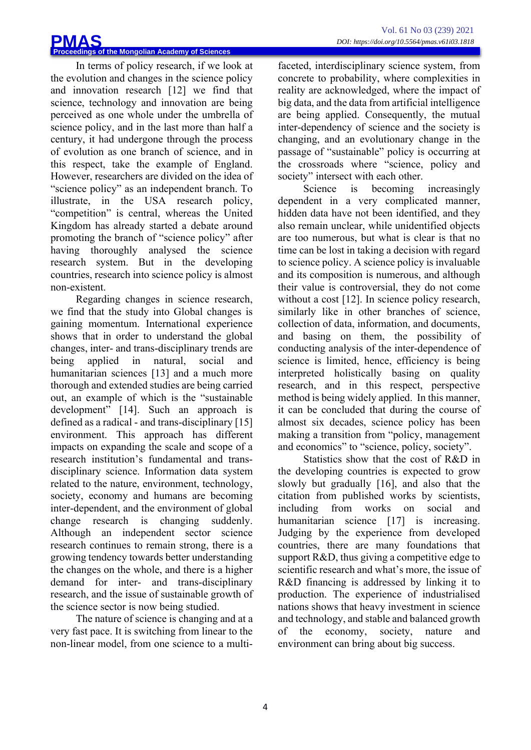In terms of policy research, if we look at the evolution and changes in the science policy and innovation research [12] we find that science, technology and innovation are being perceived as one whole under the umbrella of science policy, and in the last more than half a century, it had undergone through the process of evolution as one branch of science, and in this respect, take the example of England. However, researchers are divided on the idea of "science policy" as an independent branch. To illustrate, in the USA research policy, "competition" is central, whereas the United Kingdom has already started a debate around promoting the branch of "science policy" after having thoroughly analysed the science research system. But in the developing countries, research into science policy is almost non-existent.

Regarding changes in science research, we find that the study into Global changes is gaining momentum. International experience shows that in order to understand the global changes, inter- and trans-disciplinary trends are being applied in natural, social and humanitarian sciences [13] and a much more thorough and extended studies are being carried out, an example of which is the "sustainable development" [14]. Such an approach is defined as a radical - and trans-disciplinary [15] environment. This approach has different impacts on expanding the scale and scope of a research institution's fundamental and trans-disciplinary science. Information data system related to the nature, environment, technology, society, economy and humans are becoming inter-dependent, and the environment of global change research is changing suddenly. Although an independent sector science research continues to remain strong, there is a growing tendency towards better understanding the changes on the whole, and there is a higher demand for inter- and trans-disciplinary research, and the issue of sustainable growth of the science sector is now being studied.

The nature of science is changing and at a very fast pace. It is switching from linear to the non-linear model, from one science to a multi-faceted, interdisciplinary science system, from concrete to probability, where complexities in reality are acknowledged, where the impact of big data, and the data from artificial intelligence are being applied. Consequently, the mutual inter-dependency of science and the society is changing, and an evolutionary change in the passage of "sustainable" policy is occurring at the crossroads where "science, policy and society" intersect with each other.

Science is becoming increasingly dependent in a very complicated manner, hidden data have not been identified, and they also remain unclear, while unidentified objects are too numerous, but what is clear is that no time can be lost in taking a decision with regard to science policy. A science policy is invaluable and its composition is numerous, and although their value is controversial, they do not come without a cost [12]. In science policy research, similarly like in other branches of science, collection of data, information, and documents, and basing on them, the possibility of conducting analysis of the inter-dependence of science is limited, hence, efficiency is being interpreted holistically basing on quality research, and in this respect, perspective method is being widely applied. In this manner, it can be concluded that during the course of almost six decades, science policy has been making a transition from "policy, management and economics" to "science, policy, society".

Statistics show that the cost of R&D in the developing countries is expected to grow slowly but gradually [16], and also that the citation from published works by scientists, including from works on social and humanitarian science [17] is increasing. Judging by the experience from developed countries, there are many foundations that support R&D, thus giving a competitive edge to scientific research and what's more, the issue of R&D financing is addressed by linking it to production. The experience of industrialised nations shows that heavy investment in science and technology, and stable and balanced growth of the economy, society, nature and environment can bring about big success.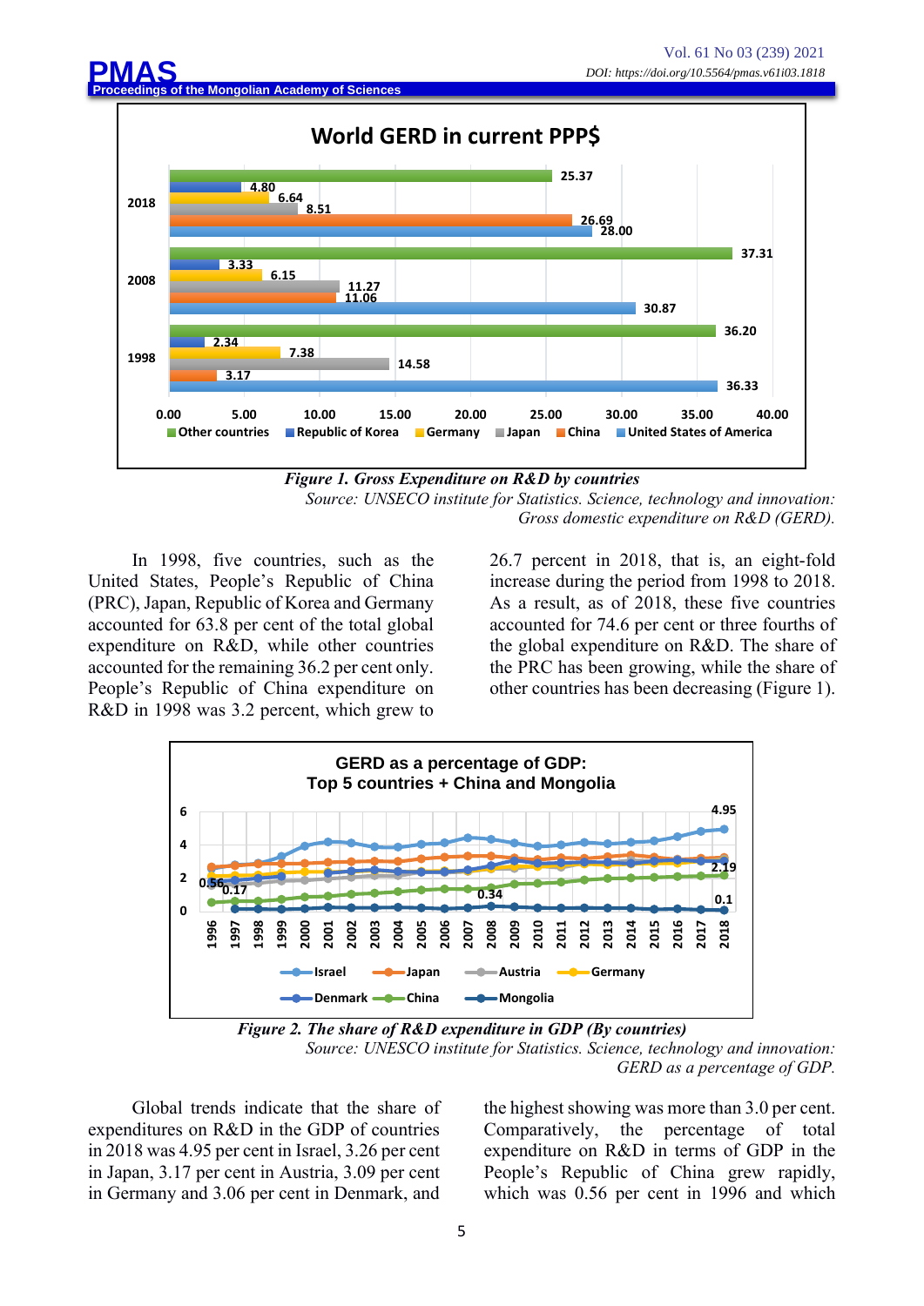Figure 1. Gross Expenditure on R&D by countries

*Source: UNSECO institute for Statistics. Science, technology and innovation: Gross domestic expenditure on R&D (GERD).*

In 1998, five countries, such as the United States, People's Republic of China (PRC), Japan, Republic of Korea and Germany accounted for 63.8 per cent of the total global expenditure on R&D, while other countries accounted for the remaining 36.2 per cent only. People's Republic of China expenditure on R&D in 1998 was 3.2 percent, which grew to 26.7 percent in 2018, that is, an eight-fold increase during the period from 1998 to 2018. As a result, as of 2018, these five countries accounted for 74.6 per cent or three fourths of the global expenditure on R&D. The share of the PRC has been growing, while the share of other countries has been decreasing (Figure 1).

Figure 2. The share of R&D expenditure in GDP (By countries)

*Source: UNESCO institute for Statistics. Science, technology and innovation: GERD as a percentage of GDP.*

Global trends indicate that the share of expenditures on R&D in the GDP of countries in 2018 was 4.95 per cent in Israel, 3.26 per cent in Japan, 3.17 per cent in Austria, 3.09 per cent in Germany and 3.06 per cent in Denmark, and the highest showing was more than 3.0 per cent. Comparatively, the percentage of total expenditure on R&D in terms of GDP in the People's Republic of China grew rapidly, which was 0.56 per cent in 1996 and which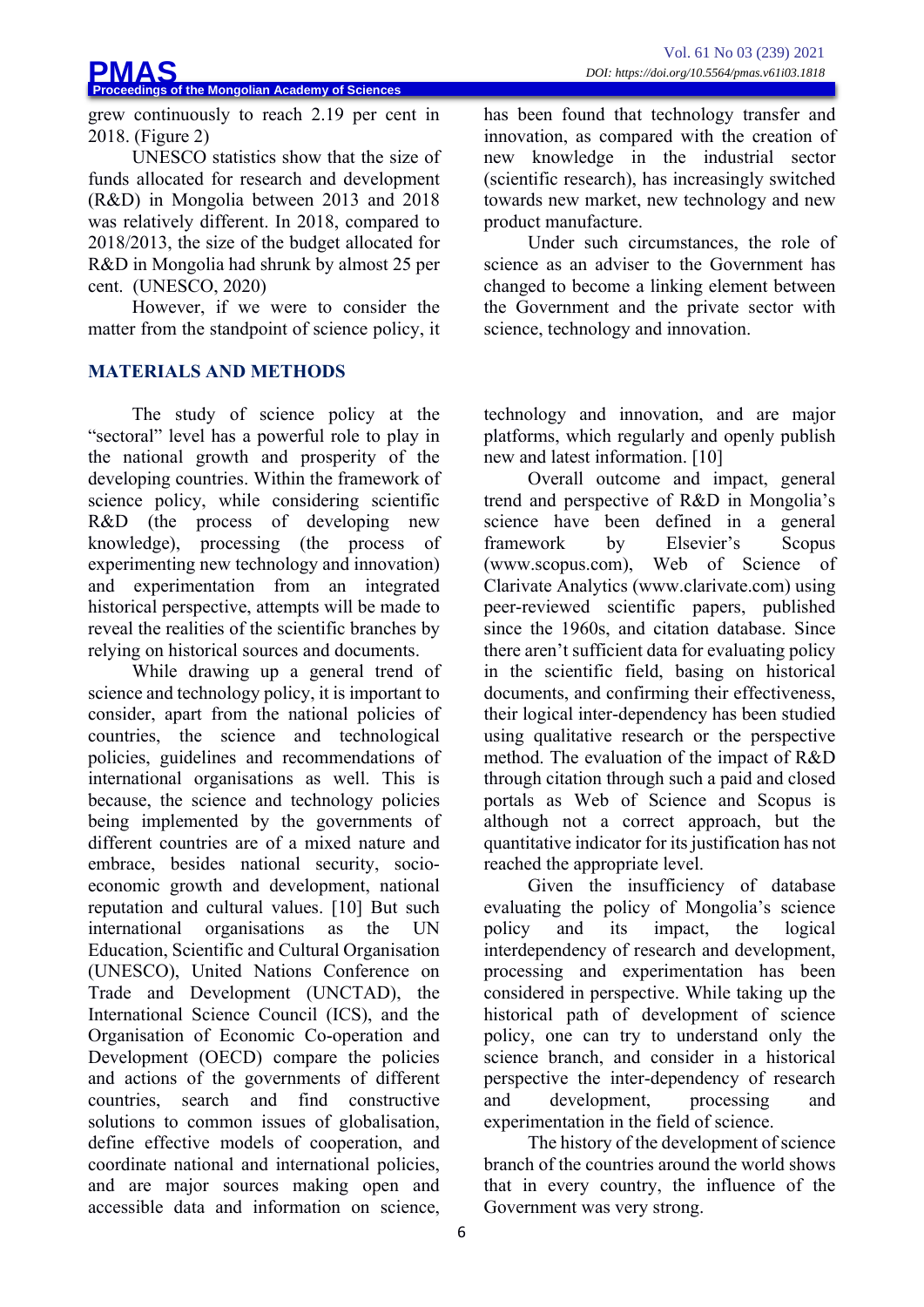grew continuously to reach 2.19 per cent in 2018. (Figure 2)

UNESCO statistics show that the size of funds allocated for research and development (R&D) in Mongolia between 2013 and 2018 was relatively different. In 2018, compared to 2018/2013, the size of the budget allocated for R&D in Mongolia had shrunk by almost 25 per cent. (UNESCO, 2020)

However, if we were to consider the matter from the standpoint of science policy, it has been found that technology transfer and innovation, as compared with the creation of new knowledge in the industrial sector (scientific research), has increasingly switched towards new market, new technology and new product manufacture.

Under such circumstances, the role of science as an adviser to the Government has changed to become a linking element between the Government and the private sector with science, technology and innovation.

## MATERIALS AND METHODS

The study of science policy at the "sectoral" level has a powerful role to play in the national growth and prosperity of the developing countries. Within the framework of science policy, while considering scientific R&D (the process of developing new knowledge), processing (the process of experimenting new technology and innovation) and experimentation from an integrated historical perspective, attempts will be made to reveal the realities of the scientific branches by relying on historical sources and documents.

While drawing up a general trend of science and technology policy, it is important to consider, apart from the national policies of countries, the science and technological policies, guidelines and recommendations of international organisations as well. This is because, the science and technology policies being implemented by the governments of different countries are of a mixed nature and embrace, besides national security, socio-economic growth and development, national reputation and cultural values. [10] But such international organisations as the UN Education, Scientific and Cultural Organisation (UNESCO), United Nations Conference on Trade and Development (UNCTAD), the International Science Council (ICS), and the Organisation of Economic Co-operation and Development (OECD) compare the policies and actions of the governments of different countries, search and find constructive solutions to common issues of globalisation, define effective models of cooperation, and coordinate national and international policies, and are major sources making open and accessible data and information on science, technology and innovation, and are major platforms, which regularly and openly publish new and latest information. [10]

Overall outcome and impact, general trend and perspective of R&D in Mongolia's science have been defined in a general framework by Elsevier's Scopus (www.scopus.com), Web of Science of Clarivate Analytics (www.clarivate.com) using peer-reviewed scientific papers, published since the 1960s, and citation database. Since there aren't sufficient data for evaluating policy in the scientific field, basing on historical documents, and confirming their effectiveness, their logical inter-dependency has been studied using qualitative research or the perspective method. The evaluation of the impact of R&D through citation through such a paid and closed portals as Web of Science and Scopus is although not a correct approach, but the quantitative indicator for its justification has not reached the appropriate level.

Given the insufficiency of database evaluating the policy of Mongolia's science policy and its impact, the logical interdependency of research and development, processing and experimentation has been considered in perspective. While taking up the historical path of development of science policy, one can try to understand only the science branch, and consider in a historical perspective the inter-dependency of research and development, processing and experimentation in the field of science.

The history of the development of science branch of the countries around the world shows that in every country, the influence of the Government was very strong.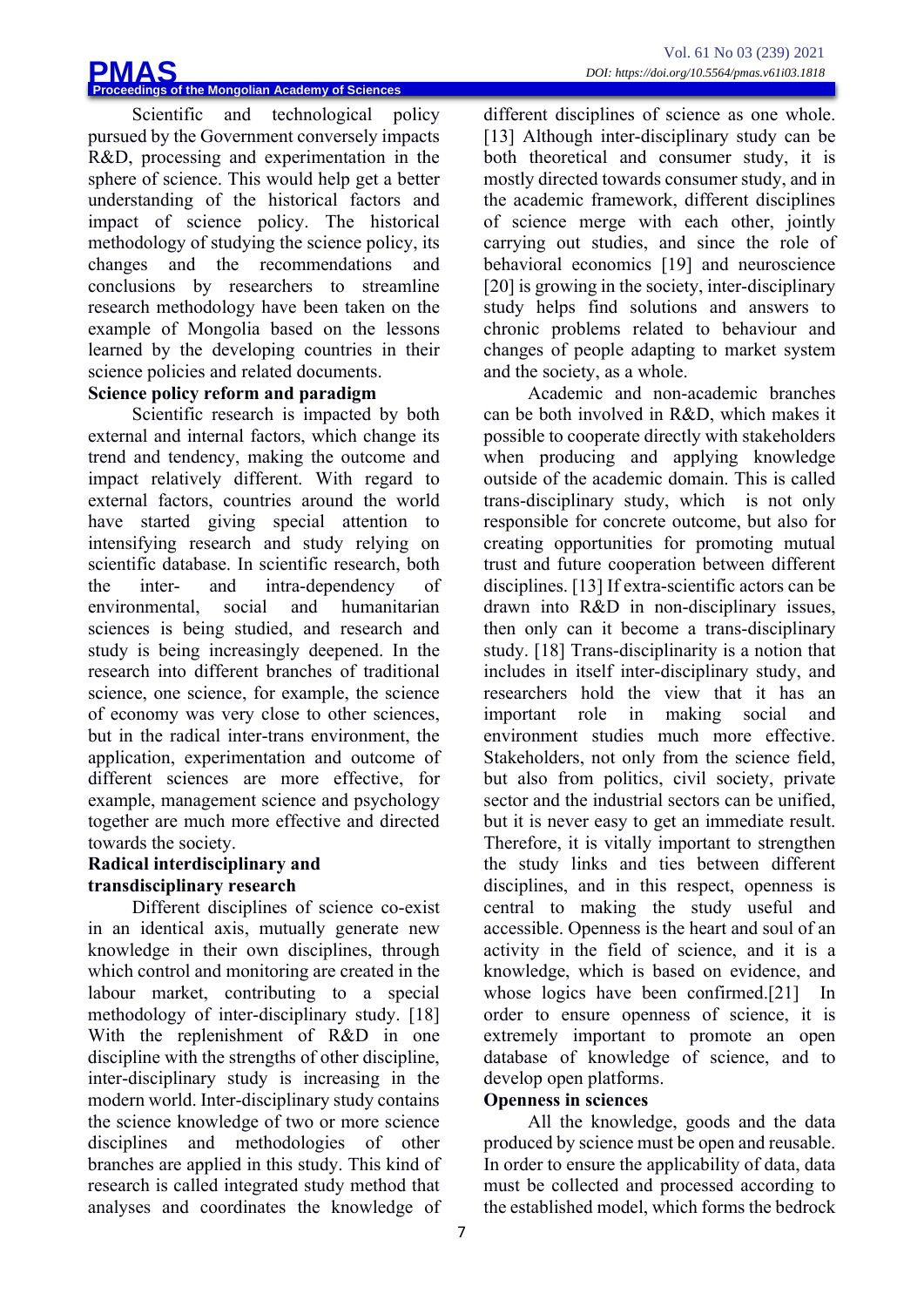Scientific and technological policy pursued by the Government conversely impacts R&D, processing and experimentation in the sphere of science. This would help get a better understanding of the historical factors and impact of science policy. The historical methodology of studying the science policy, its changes and the recommendations and conclusions by researchers to streamline research methodology have been taken on the example of Mongolia based on the lessons learned by the developing countries in their science policies and related documents.

**Science policy reform and paradigm**

Scientific research is impacted by both external and internal factors, which change its trend and tendency, making the outcome and impact relatively different. With regard to external factors, countries around the world have started giving special attention to intensifying research and study relying on scientific database. In scientific research, both the inter- and intra-dependency of environmental, social and humanitarian sciences is being studied, and research and study is being increasingly deepened. In the research into different branches of traditional science, one science, for example, the science of economy was very close to other sciences, but in the radical inter-trans environment, the application, experimentation and outcome of different sciences are more effective, for example, management science and psychology together are much more effective and directed towards the society.

**Radical interdisciplinary and transdisciplinary research**

Different disciplines of science co-exist in an identical axis, mutually generate new knowledge in their own disciplines, through which control and monitoring are created in the labour market, contributing to a special methodology of inter-disciplinary study. [18] With the replenishment of R&D in one discipline with the strengths of other discipline, inter-disciplinary study is increasing in the modern world. Inter-disciplinary study contains the science knowledge of two or more science disciplines and methodologies of other branches are applied in this study. This kind of research is called integrated study method that analyses and coordinates the knowledge of different disciplines of science as one whole. [13] Although inter-disciplinary study can be both theoretical and consumer study, it is mostly directed towards consumer study, and in the academic framework, different disciplines of science merge with each other, jointly carrying out studies, and since the role of behavioral economics [19] and neuroscience [20] is growing in the society, inter-disciplinary study helps find solutions and answers to chronic problems related to behaviour and changes of people adapting to market system and the society, as a whole.

Academic and non-academic branches can be both involved in R&D, which makes it possible to cooperate directly with stakeholders when producing and applying knowledge outside of the academic domain. This is called trans-disciplinary study, which is not only responsible for concrete outcome, but also for creating opportunities for promoting mutual trust and future cooperation between different disciplines. [13] If extra-scientific actors can be drawn into R&D in non-disciplinary issues, then only can it become a trans-disciplinary study. [18] Trans-disciplinarity is a notion that includes in itself inter-disciplinary study, and researchers hold the view that it has an important role in making social and environment studies much more effective. Stakeholders, not only from the science field, but also from politics, civil society, private sector and the industrial sectors can be unified, but it is never easy to get an immediate result. Therefore, it is vitally important to strengthen the study links and ties between different disciplines, and in this respect, openness is central to making the study useful and accessible. Openness is the heart and soul of an activity in the field of science, and it is a knowledge, which is based on evidence, and whose logics have been confirmed.[21] In order to ensure openness of science, it is extremely important to promote an open database of knowledge of science, and to develop open platforms.

**Openness in sciences**

All the knowledge, goods and the data produced by science must be open and reusable. In order to ensure the applicability of data, data must be collected and processed according to the established model, which forms the bedrock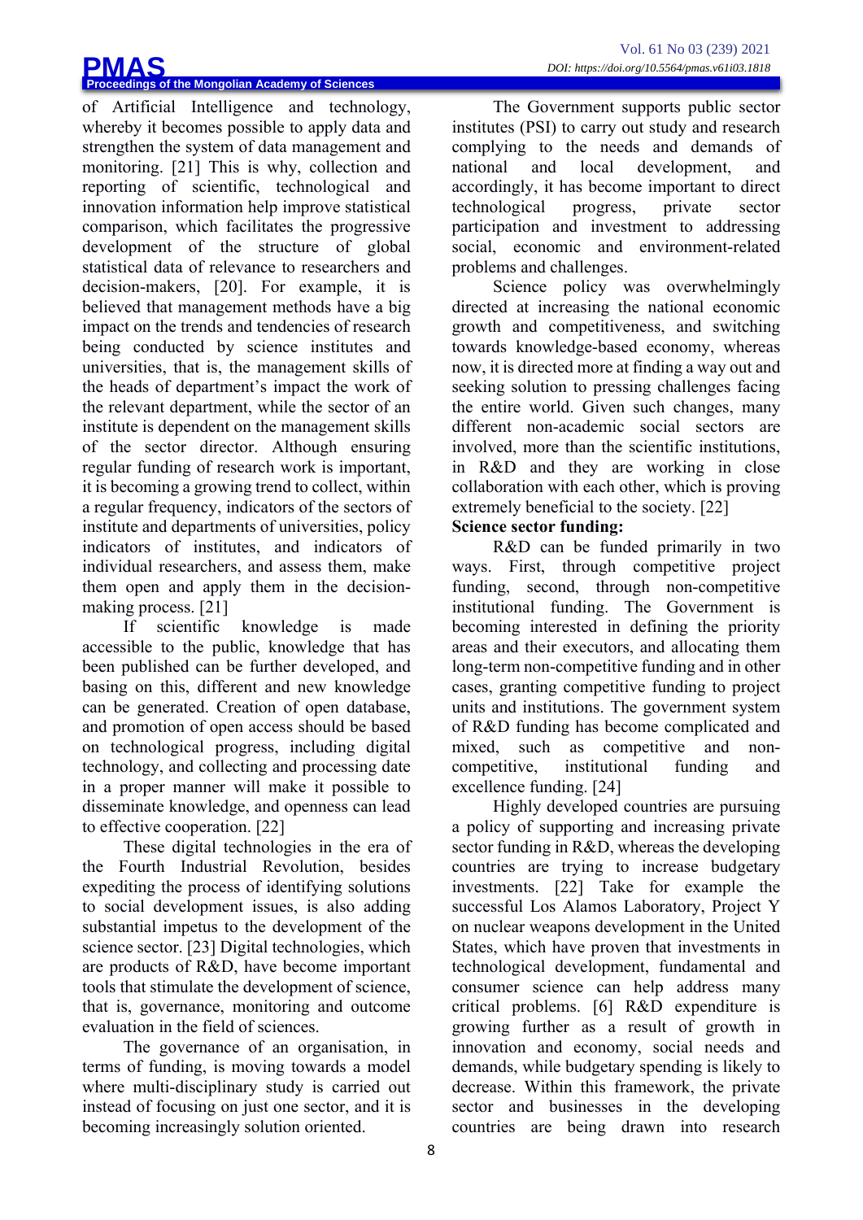of Artificial Intelligence and technology, whereby it becomes possible to apply data and strengthen the system of data management and monitoring. [21] This is why, collection and reporting of scientific, technological and innovation information help improve statistical comparison, which facilitates the progressive development of the structure of global statistical data of relevance to researchers and decision-makers, [20]. For example, it is believed that management methods have a big impact on the trends and tendencies of research being conducted by science institutes and universities, that is, the management skills of the heads of department's impact the work of the relevant department, while the sector of an institute is dependent on the management skills of the sector director. Although ensuring regular funding of research work is important, it is becoming a growing trend to collect, within a regular frequency, indicators of the sectors of institute and departments of universities, policy indicators of institutes, and indicators of individual researchers, and assess them, make them open and apply them in the decision-making process. [21]

If scientific knowledge is made accessible to the public, knowledge that has been published can be further developed, and basing on this, different and new knowledge can be generated. Creation of open database, and promotion of open access should be based on technological progress, including digital technology, and collecting and processing date in a proper manner will make it possible to disseminate knowledge, and openness can lead to effective cooperation. [22]

These digital technologies in the era of the Fourth Industrial Revolution, besides expediting the process of identifying solutions to social development issues, is also adding substantial impetus to the development of the science sector. [23] Digital technologies, which are products of R&D, have become important tools that stimulate the development of science, that is, governance, monitoring and outcome evaluation in the field of sciences.

The governance of an organisation, in terms of funding, is moving towards a model where multi-disciplinary study is carried out instead of focusing on just one sector, and it is becoming increasingly solution oriented.

The Government supports public sector institutes (PSI) to carry out study and research complying to the needs and demands of national and local development, and accordingly, it has become important to direct technological progress, private sector participation and investment to addressing social, economic and environment-related problems and challenges.

Science policy was overwhelmingly directed at increasing the national economic growth and competitiveness, and switching towards knowledge-based economy, whereas now, it is directed more at finding a way out and seeking solution to pressing challenges facing the entire world. Given such changes, many different non-academic social sectors are involved, more than the scientific institutions, in R&D and they are working in close collaboration with each other, which is proving extremely beneficial to the society. [22]

**Science sector funding:**

R&D can be funded primarily in two ways. First, through competitive project funding, second, through non-competitive institutional funding. The Government is becoming interested in defining the priority areas and their executors, and allocating them long-term non-competitive funding and in other cases, granting competitive funding to project units and institutions. The government system of R&D funding has become complicated and mixed, such as competitive and non-competitive, institutional funding and excellence funding. [24]

Highly developed countries are pursuing a policy of supporting and increasing private sector funding in R&D, whereas the developing countries are trying to increase budgetary investments. [22] Take for example the successful Los Alamos Laboratory, Project Y on nuclear weapons development in the United States, which have proven that investments in technological development, fundamental and consumer science can help address many critical problems. [6] R&D expenditure is growing further as a result of growth in innovation and economy, social needs and demands, while budgetary spending is likely to decrease. Within this framework, the private sector and businesses in the developing countries are being drawn into research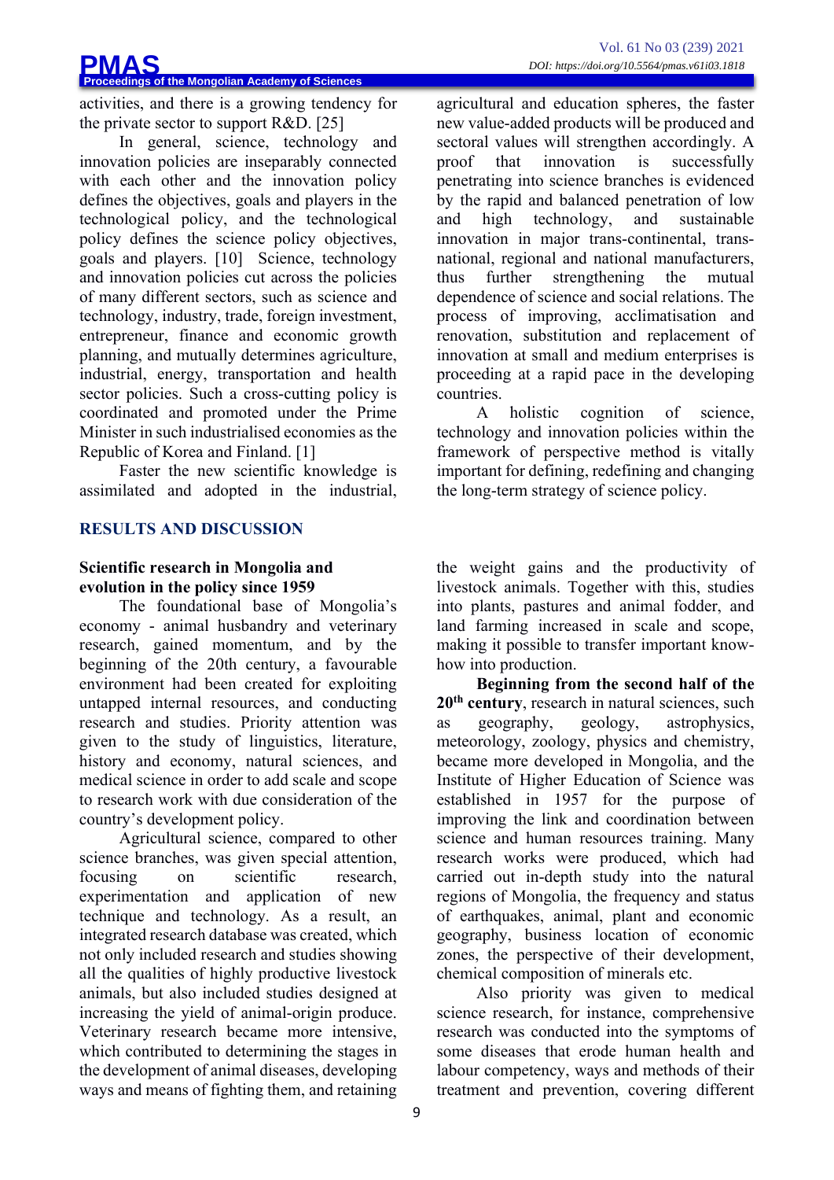activities, and there is a growing tendency for the private sector to support R&D. [25]

In general, science, technology and innovation policies are inseparably connected with each other and the innovation policy defines the objectives, goals and players in the technological policy, and the technological policy defines the science policy objectives, goals and players. [10] Science, technology and innovation policies cut across the policies of many different sectors, such as science and technology, industry, trade, foreign investment, entrepreneur, finance and economic growth planning, and mutually determines agriculture, industrial, energy, transportation and health sector policies. Such a cross-cutting policy is coordinated and promoted under the Prime Minister in such industrialised economies as the Republic of Korea and Finland. [1]

Faster the new scientific knowledge is assimilated and adopted in the industrial, agricultural and education spheres, the faster new value-added products will be produced and sectoral values will strengthen accordingly. A proof that innovation is successfully penetrating into science branches is evidenced by the rapid and balanced penetration of low and high technology, and sustainable innovation in major trans-continental, trans-national, regional and national manufacturers, thus further strengthening the mutual dependence of science and social relations. The process of improving, acclimatisation and renovation, substitution and replacement of innovation at small and medium enterprises is proceeding at a rapid pace in the developing countries.

A holistic cognition of science, technology and innovation policies within the framework of perspective method is vitally important for defining, redefining and changing the long-term strategy of science policy.

## RESULTS AND DISCUSSION

### Scientific research in Mongolia and evolution in the policy since 1959

The foundational base of Mongolia's economy - animal husbandry and veterinary research, gained momentum, and by the beginning of the 20th century, a favourable environment had been created for exploiting untapped internal resources, and conducting research and studies. Priority attention was given to the study of linguistics, literature, history and economy, natural sciences, and medical science in order to add scale and scope to research work with due consideration of the country's development policy.

Agricultural science, compared to other science branches, was given special attention, focusing on scientific research, experimentation and application of new technique and technology. As a result, an integrated research database was created, which not only included research and studies showing all the qualities of highly productive livestock animals, but also included studies designed at increasing the yield of animal-origin produce. Veterinary research became more intensive, which contributed to determining the stages in the development of animal diseases, developing ways and means of fighting them, and retaining the weight gains and the productivity of livestock animals. Together with this, studies into plants, pastures and animal fodder, and land farming increased in scale and scope, making it possible to transfer important know-how into production.

**Beginning from the second half of the 20th century**, research in natural sciences, such as geography, geology, astrophysics, meteorology, zoology, physics and chemistry, became more developed in Mongolia, and the Institute of Higher Education of Science was established in 1957 for the purpose of improving the link and coordination between science and human resources training. Many research works were produced, which had carried out in-depth study into the natural regions of Mongolia, the frequency and status of earthquakes, animal, plant and economic geography, business location of economic zones, the perspective of their development, chemical composition of minerals etc.

Also priority was given to medical science research, for instance, comprehensive research was conducted into the symptoms of some diseases that erode human health and labour competency, ways and methods of their treatment and prevention, covering different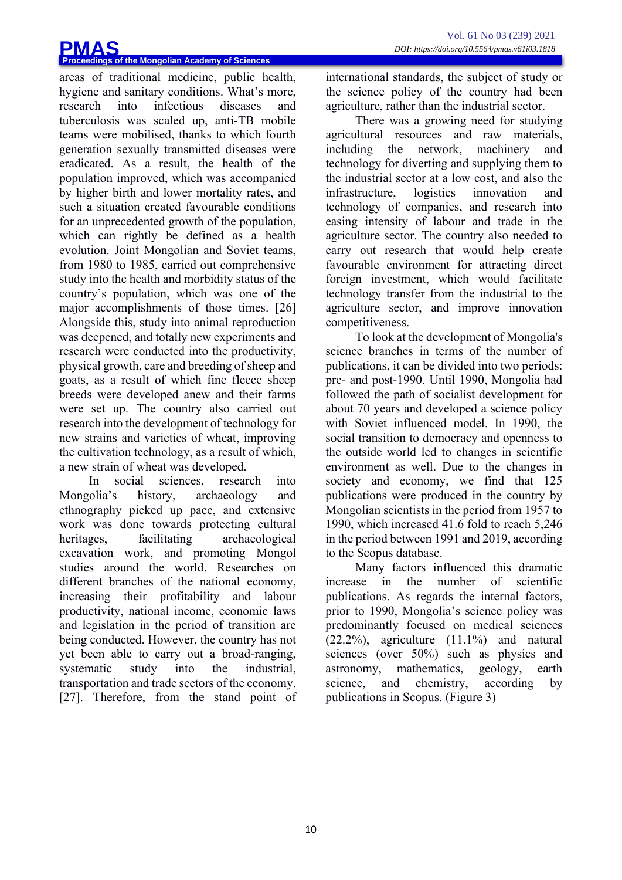areas of traditional medicine, public health, hygiene and sanitary conditions. What's more, research into infectious diseases and tuberculosis was scaled up, anti-TB mobile teams were mobilised, thanks to which fourth generation sexually transmitted diseases were eradicated. As a result, the health of the population improved, which was accompanied by higher birth and lower mortality rates, and such a situation created favourable conditions for an unprecedented growth of the population, which can rightly be defined as a health evolution. Joint Mongolian and Soviet teams, from 1980 to 1985, carried out comprehensive study into the health and morbidity status of the country's population, which was one of the major accomplishments of those times. [26] Alongside this, study into animal reproduction was deepened, and totally new experiments and research were conducted into the productivity, physical growth, care and breeding of sheep and goats, as a result of which fine fleece sheep breeds were developed anew and their farms were set up. The country also carried out research into the development of technology for new strains and varieties of wheat, improving the cultivation technology, as a result of which, a new strain of wheat was developed.

In social sciences, research into Mongolia's history, archaeology and ethnography picked up pace, and extensive work was done towards protecting cultural heritages, facilitating archaeological excavation work, and promoting Mongol studies around the world. Researches on different branches of the national economy, increasing their profitability and labour productivity, national income, economic laws and legislation in the period of transition are being conducted. However, the country has not yet been able to carry out a broad-ranging, systematic study into the industrial, transportation and trade sectors of the economy. [27]. Therefore, from the stand point of international standards, the subject of study or the science policy of the country had been agriculture, rather than the industrial sector.

There was a growing need for studying agricultural resources and raw materials, including the network, machinery and technology for diverting and supplying them to the industrial sector at a low cost, and also the infrastructure, logistics innovation and technology of companies, and research into easing intensity of labour and trade in the agriculture sector. The country also needed to carry out research that would help create favourable environment for attracting direct foreign investment, which would facilitate technology transfer from the industrial to the agriculture sector, and improve innovation competitiveness.

To look at the development of Mongolia's science branches in terms of the number of publications, it can be divided into two periods: pre- and post-1990. Until 1990, Mongolia had followed the path of socialist development for about 70 years and developed a science policy with Soviet influenced model. In 1990, the social transition to democracy and openness to the outside world led to changes in scientific environment as well. Due to the changes in society and economy, we find that 125 publications were produced in the country by Mongolian scientists in the period from 1957 to 1990, which increased 41.6 fold to reach 5,246 in the period between 1991 and 2019, according to the Scopus database.

Many factors influenced this dramatic increase in the number of scientific publications. As regards the internal factors, prior to 1990, Mongolia's science policy was predominantly focused on medical sciences (22.2%), agriculture (11.1%) and natural sciences (over 50%) such as physics and astronomy, mathematics, geology, earth science, and chemistry, according by publications in Scopus. (Figure 3)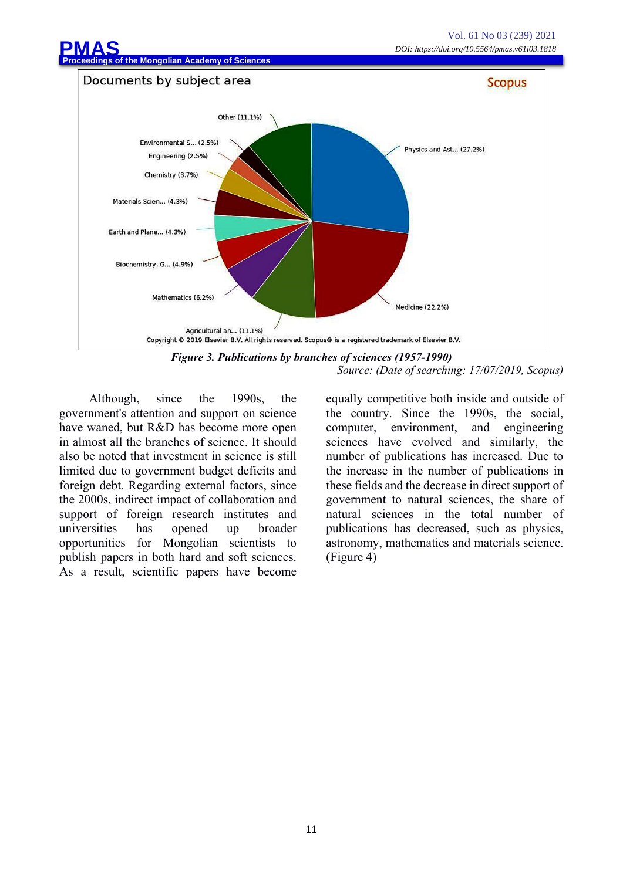*Figure 3. Publications by branches of sciences (1957-1990)*

*Source: (Date of searching: 17/07/2019, Scopus)*

Although, since the 1990s, the government's attention and support on science have waned, but R&D has become more open in almost all the branches of science. It should also be noted that investment in science is still limited due to government budget deficits and foreign debt. Regarding external factors, since the 2000s, indirect impact of collaboration and support of foreign research institutes and universities has opened up broader opportunities for Mongolian scientists to publish papers in both hard and soft sciences. As a result, scientific papers have become equally competitive both inside and outside of the country. Since the 1990s, the social, computer, environment, and engineering sciences have evolved and similarly, the number of publications has increased. Due to the increase in the number of publications in these fields and the decrease in direct support of government to natural sciences, the share of natural sciences in the total number of publications has decreased, such as physics, astronomy, mathematics and materials science. (Figure 4)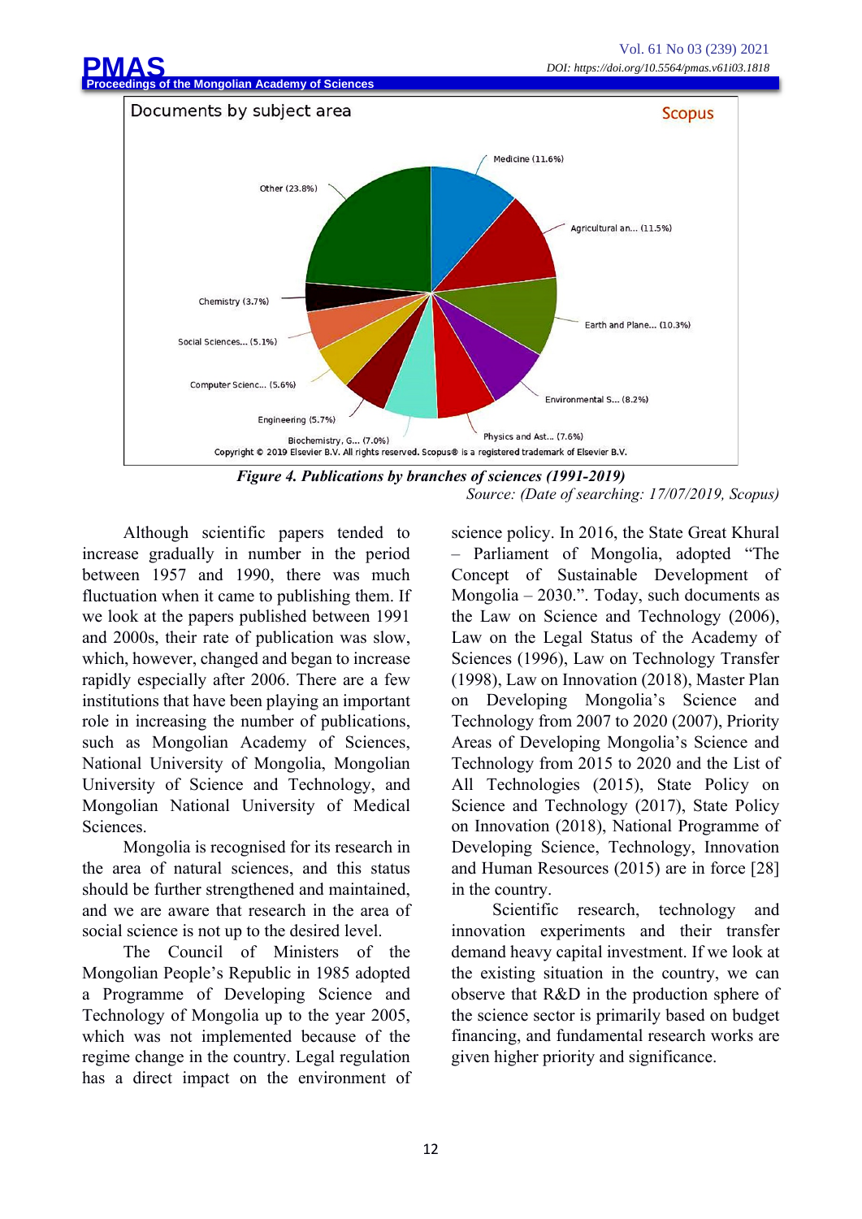Documents by subject area

Scopus

Medicine (11.6%)
Agricultural an... (11.5%)
Earth and Plane... (10.3%)
Environmental S... (8.2%)
Physics and Ast... (7.6%)
Biochemistry, G... (7.0%)
Engineering (5.7%)
Computer Scienc... (5.6%)
Social Sciences... (5.1%)
Chemistry (3.7%)
Other (23.8%)

Copyright © 2019 Elsevier B.V. All rights reserved. Scopus® is a registered trademark of Elsevier B.V.

***Figure 4. Publications by branches of sciences (1991-2019)***

*Source: (Date of searching: 17/07/2019, Scopus)*

Although scientific papers tended to increase gradually in number in the period between 1957 and 1990, there was much fluctuation when it came to publishing them. If we look at the papers published between 1991 and 2000s, their rate of publication was slow, which, however, changed and began to increase rapidly especially after 2006. There are a few institutions that have been playing an important role in increasing the number of publications, such as Mongolian Academy of Sciences, National University of Mongolia, Mongolian University of Science and Technology, and Mongolian National University of Medical Sciences.

Mongolia is recognised for its research in the area of natural sciences, and this status should be further strengthened and maintained, and we are aware that research in the area of social science is not up to the desired level.

The Council of Ministers of the Mongolian People's Republic in 1985 adopted a Programme of Developing Science and Technology of Mongolia up to the year 2005, which was not implemented because of the regime change in the country. Legal regulation has a direct impact on the environment of science policy. In 2016, the State Great Khural – Parliament of Mongolia, adopted "The Concept of Sustainable Development of Mongolia – 2030.". Today, such documents as the Law on Science and Technology (2006), Law on the Legal Status of the Academy of Sciences (1996), Law on Technology Transfer (1998), Law on Innovation (2018), Master Plan on Developing Mongolia's Science and Technology from 2007 to 2020 (2007), Priority Areas of Developing Mongolia's Science and Technology from 2015 to 2020 and the List of All Technologies (2015), State Policy on Science and Technology (2017), State Policy on Innovation (2018), National Programme of Developing Science, Technology, Innovation and Human Resources (2015) are in force [28] in the country.

Scientific research, technology and innovation experiments and their transfer demand heavy capital investment. If we look at the existing situation in the country, we can observe that R&D in the production sphere of the science sector is primarily based on budget financing, and fundamental research works are given higher priority and significance.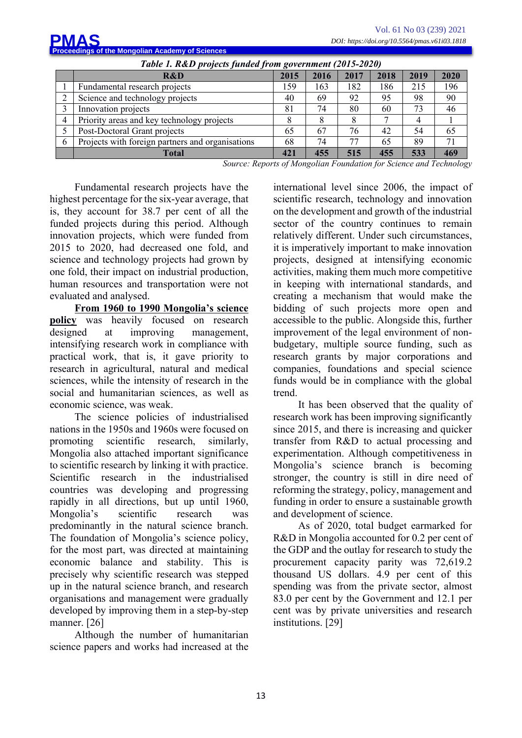***Table 1. R&D projects funded from government (2015-2020)***

| | R&D | 2015 | 2016 | 2017 | 2018 | 2019 | 2020 |
|---|---|---|---|---|---|---|---|
| 1 | Fundamental research projects | 159 | 163 | 182 | 186 | 215 | 196 |
| 2 | Science and technology projects | 40 | 69 | 92 | 95 | 98 | 90 |
| 3 | Innovation projects | 81 | 74 | 80 | 60 | 73 | 46 |
| 4 | Priority areas and key technology projects | 8 | 8 | 8 | 7 | 4 | 1 |
| 5 | Post-Doctoral Grant projects | 65 | 67 | 76 | 42 | 54 | 65 |
| 6 | Projects with foreign partners and organisations | 68 | 74 | 77 | 65 | 89 | 71 |
| | **Total** | **421** | **455** | **515** | **455** | **533** | **469** |

*Source: Reports of Mongolian Foundation for Science and Technology*

Fundamental research projects have the highest percentage for the six-year average, that is, they account for 38.7 per cent of all the funded projects during this period. Although innovation projects, which were funded from 2015 to 2020, had decreased one fold, and science and technology projects had grown by one fold, their impact on industrial production, human resources and transportation were not evaluated and analysed.

**<u>From 1960 to 1990 Mongolia's science policy</u>** was heavily focused on research designed at improving management, intensifying research work in compliance with practical work, that is, it gave priority to research in agricultural, natural and medical sciences, while the intensity of research in the social and humanitarian sciences, as well as economic science, was weak.

The science policies of industrialised nations in the 1950s and 1960s were focused on promoting scientific research, similarly, Mongolia also attached important significance to scientific research by linking it with practice. Scientific research in the industrialised countries was developing and progressing rapidly in all directions, but up until 1960, Mongolia's scientific research was predominantly in the natural science branch. The foundation of Mongolia's science policy, for the most part, was directed at maintaining economic balance and stability. This is precisely why scientific research was stepped up in the natural science branch, and research organisations and management were gradually developed by improving them in a step-by-step manner. [26]

Although the number of humanitarian science papers and works had increased at the international level since 2006, the impact of scientific research, technology and innovation on the development and growth of the industrial sector of the country continues to remain relatively different. Under such circumstances, it is imperatively important to make innovation projects, designed at intensifying economic activities, making them much more competitive in keeping with international standards, and creating a mechanism that would make the bidding of such projects more open and accessible to the public. Alongside this, further improvement of the legal environment of non-budgetary, multiple source funding, such as research grants by major corporations and companies, foundations and special science funds would be in compliance with the global trend.

It has been observed that the quality of research work has been improving significantly since 2015, and there is increasing and quicker transfer from R&D to actual processing and experimentation. Although competitiveness in Mongolia's science branch is becoming stronger, the country is still in dire need of reforming the strategy, policy, management and funding in order to ensure a sustainable growth and development of science.

As of 2020, total budget earmarked for R&D in Mongolia accounted for 0.2 per cent of the GDP and the outlay for research to study the procurement capacity parity was 72,619.2 thousand US dollars. 4.9 per cent of this spending was from the private sector, almost 83.0 per cent by the Government and 12.1 per cent was by private universities and research institutions. [29]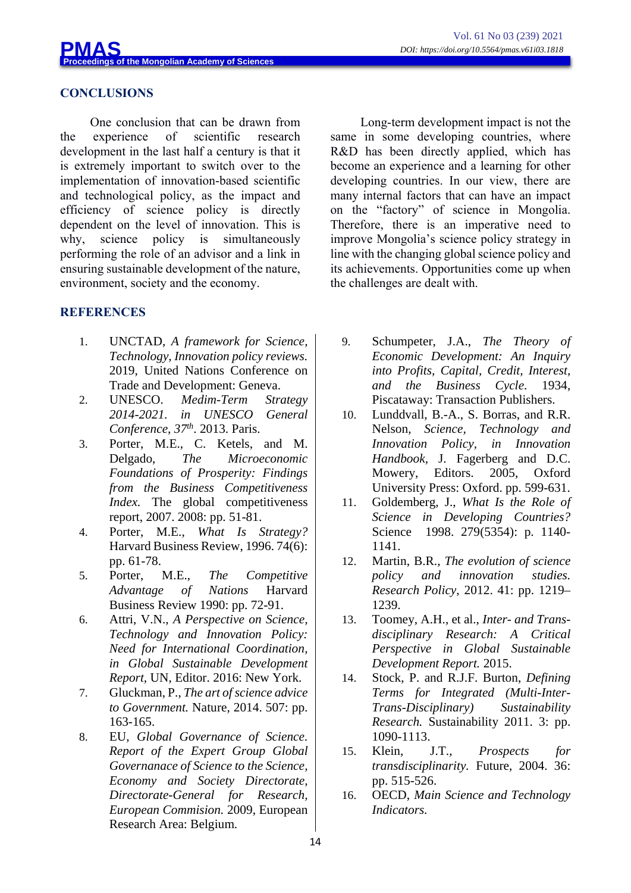## CONCLUSIONS

One conclusion that can be drawn from the experience of scientific research development in the last half a century is that it is extremely important to switch over to the implementation of innovation-based scientific and technological policy, as the impact and efficiency of science policy is directly dependent on the level of innovation. This is why, science policy is simultaneously performing the role of an advisor and a link in ensuring sustainable development of the nature, environment, society and the economy.

Long-term development impact is not the same in some developing countries, where R&D has been directly applied, which has become an experience and a learning for other developing countries. In our view, there are many internal factors that can have an impact on the "factory" of science in Mongolia. Therefore, there is an imperative need to improve Mongolia's science policy strategy in line with the changing global science policy and its achievements. Opportunities come up when the challenges are dealt with.

## REFERENCES

1. UNCTAD, *A framework for Science, Technology, Innovation policy reviews.* 2019, United Nations Conference on Trade and Development: Geneva.
2. UNESCO. *Medim-Term Strategy 2014-2021. in UNESCO General Conference, 37th*. 2013. Paris.
3. Porter, M.E., C. Ketels, and M. Delgado, *The Microeconomic Foundations of Prosperity: Findings from the Business Competitiveness Index.* The global competitiveness report, 2007. 2008: pp. 51-81.
4. Porter, M.E., *What Is Strategy?* Harvard Business Review, 1996. 74(6): pp. 61-78.
5. Porter, M.E., *The Competitive Advantage of Nations* Harvard Business Review 1990: pp. 72-91.
6. Attri, V.N., *A Perspective on Science, Technology and Innovation Policy: Need for International Coordination, in Global Sustainable Development Report*, UN, Editor. 2016: New York.
7. Gluckman, P., *The art of science advice to Government.* Nature, 2014. 507: pp. 163-165.
8. EU, *Global Governance of Science. Report of the Expert Group Global Governanace of Science to the Science, Economy and Society Directorate, Directorate-General for Research, European Commision.* 2009, European Research Area: Belgium.
9. Schumpeter, J.A., *The Theory of Economic Development: An Inquiry into Profits, Capital, Credit, Interest, and the Business Cycle.* 1934, Piscataway: Transaction Publishers.
10. Lunddvall, B.-A., S. Borras, and R.R. Nelson, *Science, Technology and Innovation Policy, in Innovation Handbook,* J. Fagerberg and D.C. Mowery, Editors. 2005, Oxford University Press: Oxford. pp. 599-631.
11. Goldemberg, J., *What Is the Role of Science in Developing Countries?* Science 1998. 279(5354): p. 1140-1141.
12. Martin, B.R., *The evolution of science policy and innovation studies. Research Policy*, 2012. 41: pp. 1219–1239.
13. Toomey, A.H., et al., *Inter- and Trans-disciplinary Research: A Critical Perspective in Global Sustainable Development Report.* 2015.
14. Stock, P. and R.J.F. Burton, *Defining Terms for Integrated (Multi-Inter-Trans-Disciplinary) Sustainability Research.* Sustainability 2011. 3: pp. 1090-1113.
15. Klein, J.T., *Prospects for transdisciplinarity.* Future, 2004. 36: pp. 515-526.
16. OECD, *Main Science and Technology Indicators.*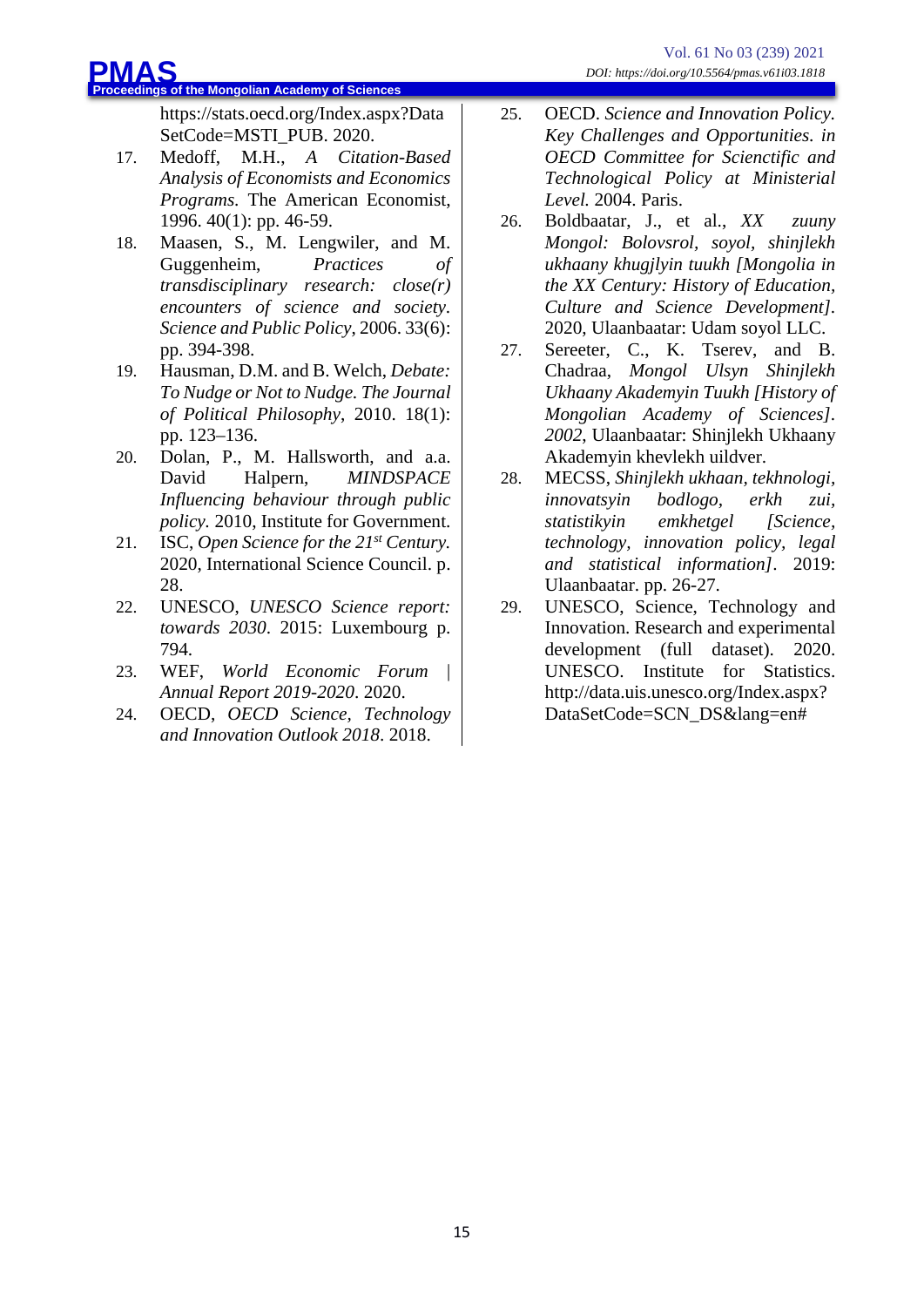https://stats.oecd.org/Index.aspx?DataSetCode=MSTI_PUB. 2020.

17. Medoff, M.H., *A Citation-Based Analysis of Economists and Economics Programs*. The American Economist, 1996. 40(1): pp. 46-59.
18. Maasen, S., M. Lengwiler, and M. Guggenheim, *Practices of transdisciplinary research: close(r) encounters of science and society*. *Science and Public Policy*, 2006. 33(6): pp. 394-398.
19. Hausman, D.M. and B. Welch, *Debate: To Nudge or Not to Nudge. The Journal of Political Philosophy*, 2010. 18(1): pp. 123–136.
20. Dolan, P., M. Hallsworth, and a.a. David Halpern, *MINDSPACE Influencing behaviour through public policy*. 2010, Institute for Government.
21. ISC, *Open Science for the 21st Century*. 2020, International Science Council. p. 28.
22. UNESCO, *UNESCO Science report: towards 2030*. 2015: Luxembourg p. 794.
23. WEF, *World Economic Forum | Annual Report 2019-2020*. 2020.
24. OECD, *OECD Science, Technology and Innovation Outlook 2018*. 2018.
25. OECD. *Science and Innovation Policy. Key Challenges and Opportunities. in OECD Committee for Scienctific and Technological Policy at Ministerial Level.* 2004. Paris.
26. Boldbaatar, J., et al., *XX zuuny Mongol: Bolovsrol, soyol, shinjlekh ukhaany khugjlyin tuukh [Mongolia in the XX Century: History of Education, Culture and Science Development]*. 2020, Ulaanbaatar: Udam soyol LLC.
27. Sereeter, C., K. Tserev, and B. Chadraa, *Mongol Ulsyn Shinjlekh Ukhaany Akademyin Tuukh [History of Mongolian Academy of Sciences]. 2002*, Ulaanbaatar: Shinjlekh Ukhaany Akademyin khevlekh uildver.
28. MECSS, *Shinjlekh ukhaan, tekhnologi, innovatsyin bodlogo, erkh zui, statistikyin emkhetgel [Science, technology, innovation policy, legal and statistical information]*. 2019: Ulaanbaatar. pp. 26-27.
29. UNESCO, Science, Technology and Innovation. Research and experimental development (full dataset). 2020. UNESCO. Institute for Statistics. http://data.uis.unesco.org/Index.aspx?DataSetCode=SCN_DS&lang=en#